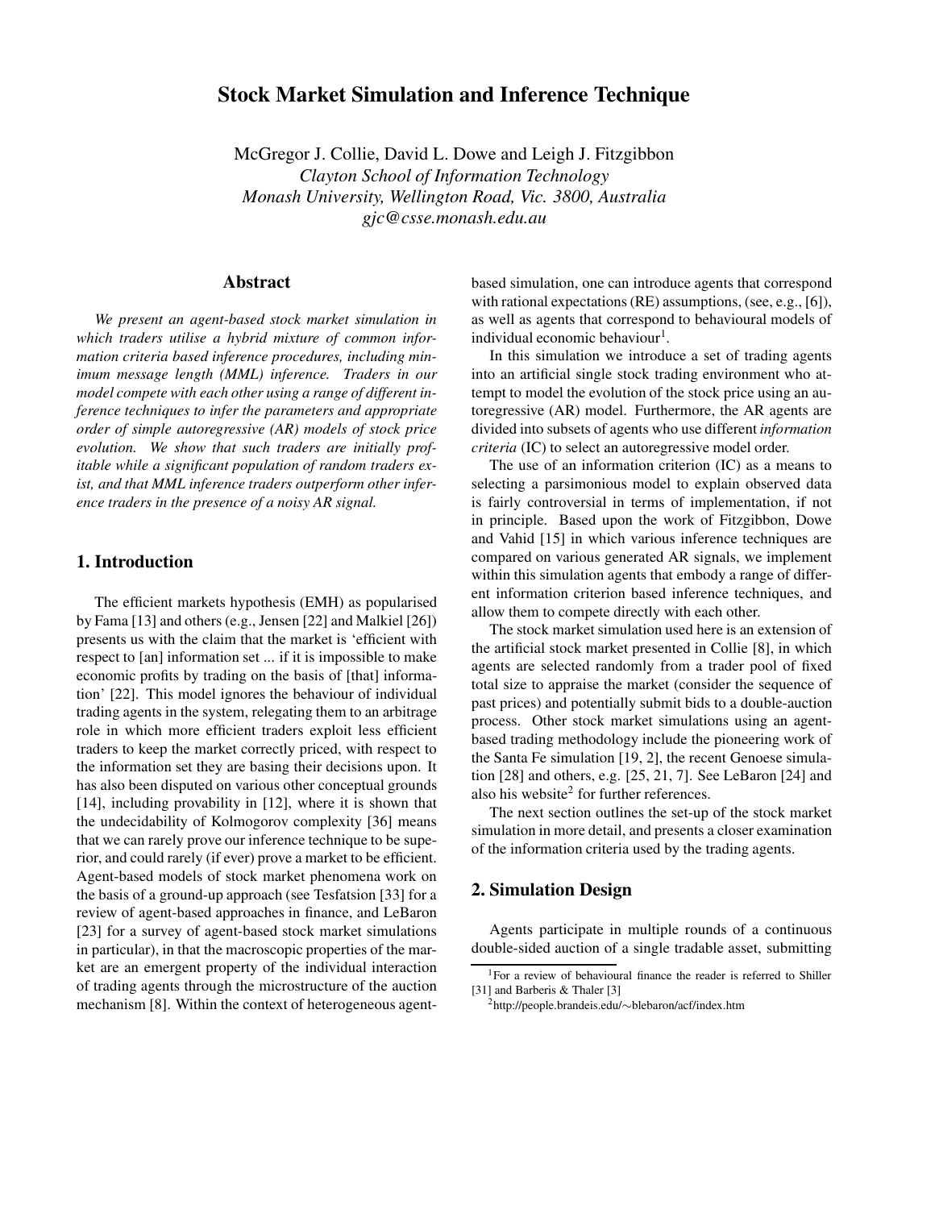# Stock Market Simulation and Inference Technique

McGregor J. Collie, David L. Dowe and Leigh J. Fitzgibbon
*Clayton School of Information Technology*
*Monash University, Wellington Road, Vic. 3800, Australia*
*gjc@csse.monash.edu.au*

## Abstract

*We present an agent-based stock market simulation in which traders utilise a hybrid mixture of common information criteria based inference procedures, including minimum message length (MML) inference. Traders in our model compete with each other using a range of different inference techniques to infer the parameters and appropriate order of simple autoregressive (AR) models of stock price evolution. We show that such traders are initially profitable while a significant population of random traders exist, and that MML inference traders outperform other inference traders in the presence of a noisy AR signal.*

## 1. Introduction

The efficient markets hypothesis (EMH) as popularised by Fama [13] and others (e.g., Jensen [22] and Malkiel [26]) presents us with the claim that the market is 'efficient with respect to [an] information set ... if it is impossible to make economic profits by trading on the basis of [that] information' [22]. This model ignores the behaviour of individual trading agents in the system, relegating them to an arbitrage role in which more efficient traders exploit less efficient traders to keep the market correctly priced, with respect to the information set they are basing their decisions upon. It has also been disputed on various other conceptual grounds [14], including provability in [12], where it is shown that the undecidability of Kolmogorov complexity [36] means that we can rarely prove our inference technique to be superior, and could rarely (if ever) prove a market to be efficient. Agent-based models of stock market phenomena work on the basis of a ground-up approach (see Tesfatsion [33] for a review of agent-based approaches in finance, and LeBaron [23] for a survey of agent-based stock market simulations in particular), in that the macroscopic properties of the market are an emergent property of the individual interaction of trading agents through the microstructure of the auction mechanism [8]. Within the context of heterogeneous agent-based simulation, one can introduce agents that correspond with rational expectations (RE) assumptions, (see, e.g., [6]), as well as agents that correspond to behavioural models of individual economic behaviour[1].

In this simulation we introduce a set of trading agents into an artificial single stock trading environment who attempt to model the evolution of the stock price using an autoregressive (AR) model. Furthermore, the AR agents are divided into subsets of agents who use different *information criteria* (IC) to select an autoregressive model order.

The use of an information criterion (IC) as a means to selecting a parsimonious model to explain observed data is fairly controversial in terms of implementation, if not in principle. Based upon the work of Fitzgibbon, Dowe and Vahid [15] in which various inference techniques are compared on various generated AR signals, we implement within this simulation agents that embody a range of different information criterion based inference techniques, and allow them to compete directly with each other.

The stock market simulation used here is an extension of the artificial stock market presented in Collie [8], in which agents are selected randomly from a trader pool of fixed total size to appraise the market (consider the sequence of past prices) and potentially submit bids to a double-auction process. Other stock market simulations using an agent-based trading methodology include the pioneering work of the Santa Fe simulation [19, 2], the recent Genoese simulation [28] and others, e.g. [25, 21, 7]. See LeBaron [24] and also his website[2] for further references.

The next section outlines the set-up of the stock market simulation in more detail, and presents a closer examination of the information criteria used by the trading agents.

## 2. Simulation Design

Agents participate in multiple rounds of a continuous double-sided auction of a single tradable asset, submitting

[1] For a review of behavioural finance the reader is referred to Shiller [31] and Barberis & Thaler [3]

[2] http://people.brandeis.edu/∼blebaron/acf/index.htm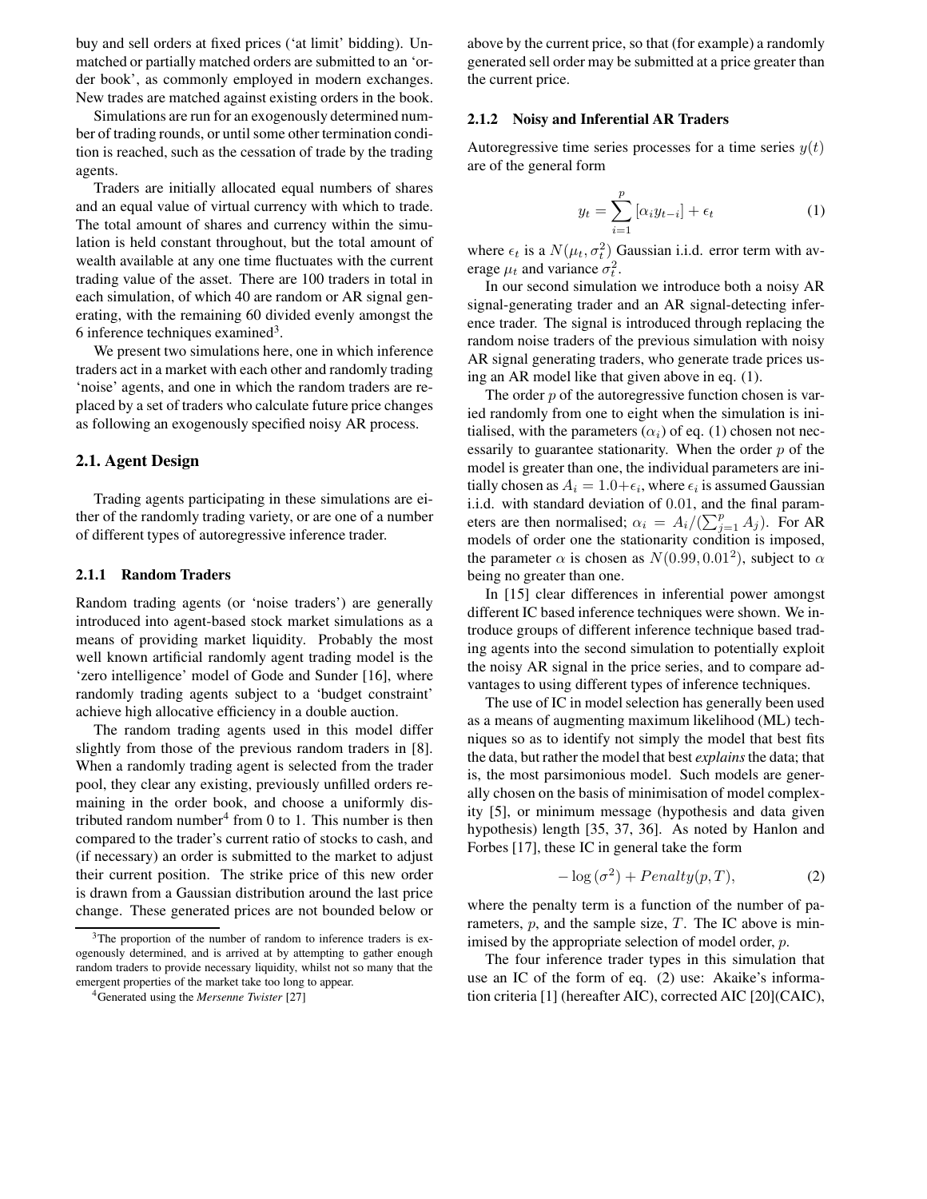buy and sell orders at fixed prices ('at limit' bidding). Unmatched or partially matched orders are submitted to an 'order book', as commonly employed in modern exchanges. New trades are matched against existing orders in the book.

Simulations are run for an exogenously determined number of trading rounds, or until some other termination condition is reached, such as the cessation of trade by the trading agents.

Traders are initially allocated equal numbers of shares and an equal value of virtual currency with which to trade. The total amount of shares and currency within the simulation is held constant throughout, but the total amount of wealth available at any one time fluctuates with the current trading value of the asset. There are 100 traders in total in each simulation, of which 40 are random or AR signal generating, with the remaining 60 divided evenly amongst the 6 inference techniques examined[3].

We present two simulations here, one in which inference traders act in a market with each other and randomly trading 'noise' agents, and one in which the random traders are replaced by a set of traders who calculate future price changes as following an exogenously specified noisy AR process.

## 2.1. Agent Design

Trading agents participating in these simulations are either of the randomly trading variety, or are one of a number of different types of autoregressive inference trader.

### 2.1.1 Random Traders

Random trading agents (or 'noise traders') are generally introduced into agent-based stock market simulations as a means of providing market liquidity. Probably the most well known artificial randomly agent trading model is the 'zero intelligence' model of Gode and Sunder [16], where randomly trading agents subject to a 'budget constraint' achieve high allocative efficiency in a double auction.

The random trading agents used in this model differ slightly from those of the previous random traders in [8]. When a randomly trading agent is selected from the trader pool, they clear any existing, previously unfilled orders remaining in the order book, and choose a uniformly distributed random number[4] from 0 to 1. This number is then compared to the trader's current ratio of stocks to cash, and (if necessary) an order is submitted to the market to adjust their current position. The strike price of this new order is drawn from a Gaussian distribution around the last price change. These generated prices are not bounded below or above by the current price, so that (for example) a randomly generated sell order may be submitted at a price greater than the current price.

### 2.1.2 Noisy and Inferential AR Traders

Autoregressive time series processes for a time series $y(t)$ are of the general form

$$y_t = \sum_{i=1}^{p} [\alpha_i y_{t-i}] + \epsilon_t \tag{1}$$

where $\epsilon_t$ is a $N(\mu_t, \sigma_t^2)$ Gaussian i.i.d. error term with average $\mu_t$ and variance $\sigma_t^2$.

In our second simulation we introduce both a noisy AR signal-generating trader and an AR signal-detecting inference trader. The signal is introduced through replacing the random noise traders of the previous simulation with noisy AR signal generating traders, who generate trade prices using an AR model like that given above in eq. (1).

The order $p$ of the autoregressive function chosen is varied randomly from one to eight when the simulation is initialised, with the parameters ($\alpha_i$) of eq. (1) chosen not necessarily to guarantee stationarity. When the order $p$ of the model is greater than one, the individual parameters are initially chosen as $A_i = 1.0 + \epsilon_i$, where $\epsilon_i$ is assumed Gaussian i.i.d. with standard deviation of $0.01$, and the final parameters are then normalised; $\alpha_i = A_i / (\sum_{j=1}^{p} A_j)$. For AR models of order one the stationarity condition is imposed, the parameter $\alpha$ is chosen as $N(0.99, 0.01^2)$, subject to $\alpha$ being no greater than one.

In [15] clear differences in inferential power amongst different IC based inference techniques were shown. We introduce groups of different inference technique based trading agents into the second simulation to potentially exploit the noisy AR signal in the price series, and to compare advantages to using different types of inference techniques.

The use of IC in model selection has generally been used as a means of augmenting maximum likelihood (ML) techniques so as to identify not simply the model that best fits the data, but rather the model that best *explains* the data; that is, the most parsimonious model. Such models are generally chosen on the basis of minimisation of model complexity [5], or minimum message (hypothesis and data given hypothesis) length [35, 37, 36]. As noted by Hanlon and Forbes [17], these IC in general take the form

$$-\log(\sigma^2) + Penalty(p, T), \tag{2}$$

where the penalty term is a function of the number of parameters, $p$, and the sample size, $T$. The IC above is minimised by the appropriate selection of model order, $p$.

The four inference trader types in this simulation that use an IC of the form of eq. (2) use: Akaike's information criteria [1] (hereafter AIC), corrected AIC [20](CAIC),

[3] The proportion of the number of random to inference traders is exogenously determined, and is arrived at by attempting to gather enough random traders to provide necessary liquidity, whilst not so many that the emergent properties of the market take too long to appear.

[4] Generated using the *Mersenne Twister* [27]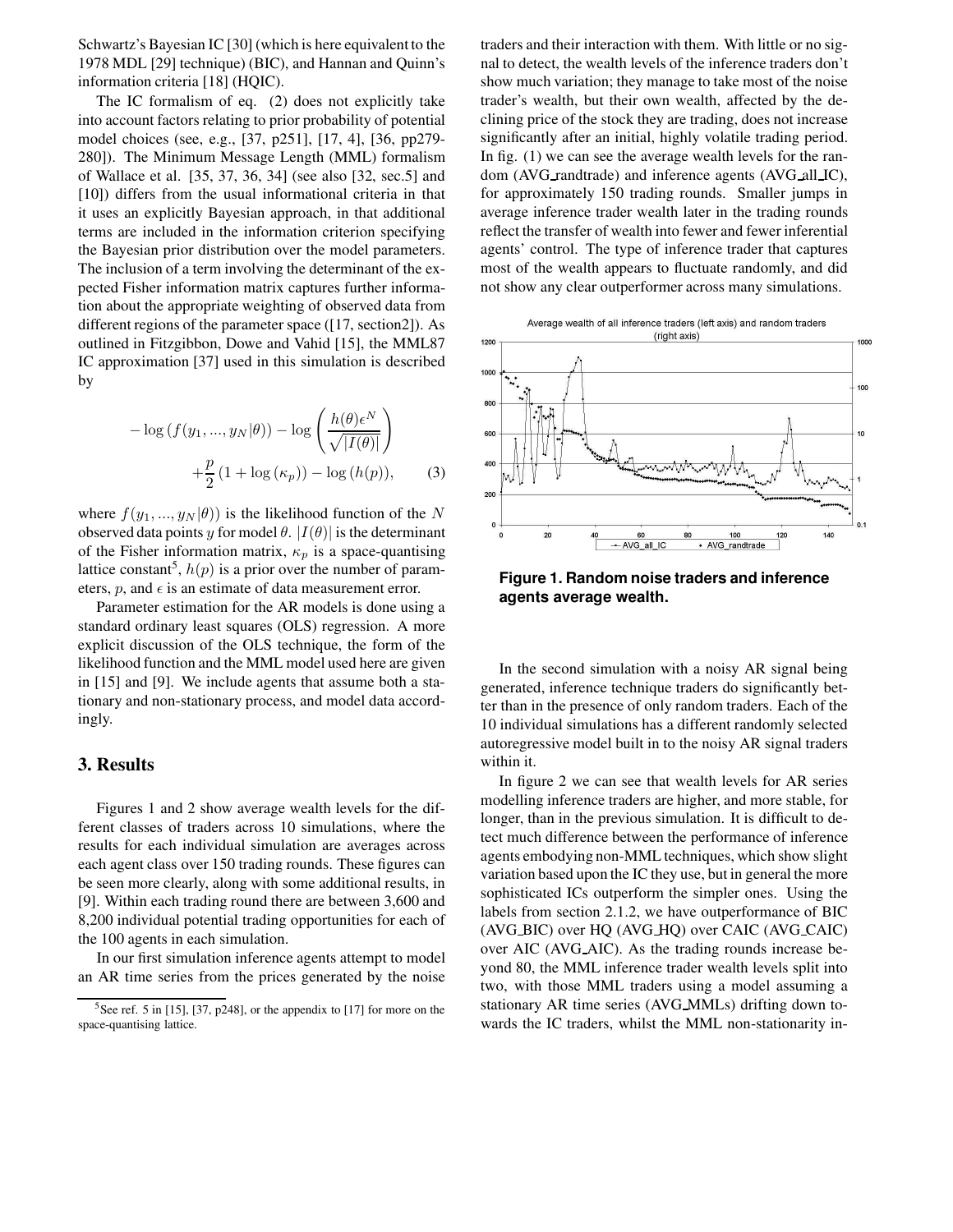Schwartz's Bayesian IC [30] (which is here equivalent to the 1978 MDL [29] technique) (BIC), and Hannan and Quinn's information criteria [18] (HQIC).

The IC formalism of eq. (2) does not explicitly take into account factors relating to prior probability of potential model choices (see, e.g., [37, p251], [17, 4], [36, pp279-280]). The Minimum Message Length (MML) formalism of Wallace et al. [35, 37, 36, 34] (see also [32, sec.5] and [10]) differs from the usual informational criteria in that it uses an explicitly Bayesian approach, in that additional terms are included in the information criterion specifying the Bayesian prior distribution over the model parameters. The inclusion of a term involving the determinant of the expected Fisher information matrix captures further information about the appropriate weighting of observed data from different regions of the parameter space ([17, section2]). As outlined in Fitzgibbon, Dowe and Vahid [15], the MML87 IC approximation [37] used in this simulation is described by

$$-\log\left(f(y_1,...,y_N|\theta)\right) - \log\left(\frac{h(\theta)\epsilon^N}{\sqrt{|I(\theta)|}}\right) + \frac{p}{2}\left(1+\log\left(\kappa_p\right)\right) - \log\left(h(p)\right), \quad (3)$$

where $f(y_1,...,y_N|\theta))$ is the likelihood function of the $N$ observed data points $y$ for model $\theta$. $|I(\theta)|$ is the determinant of the Fisher information matrix, $\kappa_p$ is a space-quantising lattice constant[5], $h(p)$ is a prior over the number of parameters, $p$, and $\epsilon$ is an estimate of data measurement error.

Parameter estimation for the AR models is done using a standard ordinary least squares (OLS) regression. A more explicit discussion of the OLS technique, the form of the likelihood function and the MML model used here are given in [15] and [9]. We include agents that assume both a stationary and non-stationary process, and model data accordingly.

## 3. Results

Figures 1 and 2 show average wealth levels for the different classes of traders across 10 simulations, where the results for each individual simulation are averages across each agent class over 150 trading rounds. These figures can be seen more clearly, along with some additional results, in [9]. Within each trading round there are between 3,600 and 8,200 individual potential trading opportunities for each of the 100 agents in each simulation.

In our first simulation inference agents attempt to model an AR time series from the prices generated by the noise traders and their interaction with them. With little or no signal to detect, the wealth levels of the inference traders don't show much variation; they manage to take most of the noise trader's wealth, but their own wealth, affected by the declining price of the stock they are trading, does not increase significantly after an initial, highly volatile trading period. In fig. (1) we can see the average wealth levels for the random (AVG_randtrade) and inference agents (AVG_all_IC), for approximately 150 trading rounds. Smaller jumps in average inference trader wealth later in the trading rounds reflect the transfer of wealth into fewer and fewer inferential agents' control. The type of inference trader that captures most of the wealth appears to fluctuate randomly, and did not show any clear outperformer across many simulations.

**Figure 1. Random noise traders and inference agents average wealth.**

In the second simulation with a noisy AR signal being generated, inference technique traders do significantly better than in the presence of only random traders. Each of the 10 individual simulations has a different randomly selected autoregressive model built in to the noisy AR signal traders within it.

In figure 2 we can see that wealth levels for AR series modelling inference traders are higher, and more stable, for longer, than in the previous simulation. It is difficult to detect much difference between the performance of inference agents embodying non-MML techniques, which show slight variation based upon the IC they use, but in general the more sophisticated ICs outperform the simpler ones. Using the labels from section 2.1.2, we have outperformance of BIC (AVG_BIC) over HQ (AVG_HQ) over CAIC (AVG_CAIC) over AIC (AVG_AIC). As the trading rounds increase beyond 80, the MML inference trader wealth levels split into two, with those MML traders using a model assuming a stationary AR time series (AVG_MMLs) drifting down towards the IC traders, whilst the MML non-stationarity in-

[5] See ref. 5 in [15], [37, p248], or the appendix to [17] for more on the space-quantising lattice.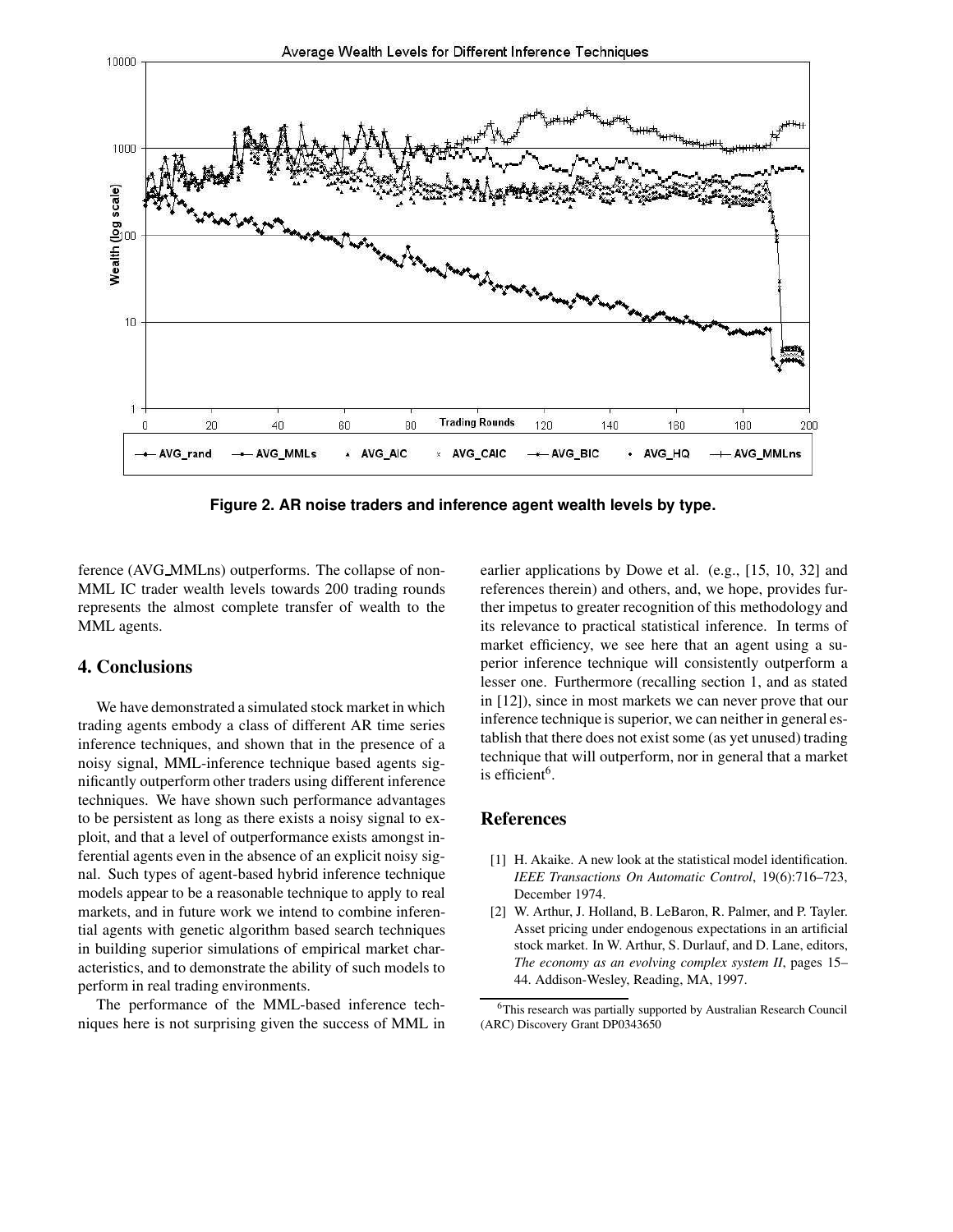Figure 2. AR noise traders and inference agent wealth levels by type.

ference (AVG_MMLns) outperforms. The collapse of non-MML IC trader wealth levels towards 200 trading rounds represents the almost complete transfer of wealth to the MML agents.

## 4. Conclusions

We have demonstrated a simulated stock market in which trading agents embody a class of different AR time series inference techniques, and shown that in the presence of a noisy signal, MML-inference technique based agents significantly outperform other traders using different inference techniques. We have shown such performance advantages to be persistent as long as there exists a noisy signal to exploit, and that a level of outperformance exists amongst inferential agents even in the absence of an explicit noisy signal. Such types of agent-based hybrid inference technique models appear to be a reasonable technique to apply to real markets, and in future work we intend to combine inferential agents with genetic algorithm based search techniques in building superior simulations of empirical market characteristics, and to demonstrate the ability of such models to perform in real trading environments.

The performance of the MML-based inference techniques here is not surprising given the success of MML in earlier applications by Dowe et al. (e.g., [15, 10, 32] and references therein) and others, and, we hope, provides further impetus to greater recognition of this methodology and its relevance to practical statistical inference. In terms of market efficiency, we see here that an agent using a superior inference technique will consistently outperform a lesser one. Furthermore (recalling section 1, and as stated in [12]), since in most markets we can never prove that our inference technique is superior, we can neither in general establish that there does not exist some (as yet unused) trading technique that will outperform, nor in general that a market is efficient[6].

## References

[1] H. Akaike. A new look at the statistical model identification. *IEEE Transactions On Automatic Control*, 19(6):716–723, December 1974.

[2] W. Arthur, J. Holland, B. LeBaron, R. Palmer, and P. Tayler. Asset pricing under endogenous expectations in an artificial stock market. In W. Arthur, S. Durlauf, and D. Lane, editors, *The economy as an evolving complex system II*, pages 15–44. Addison-Wesley, Reading, MA, 1997.

[6] This research was partially supported by Australian Research Council (ARC) Discovery Grant DP0343650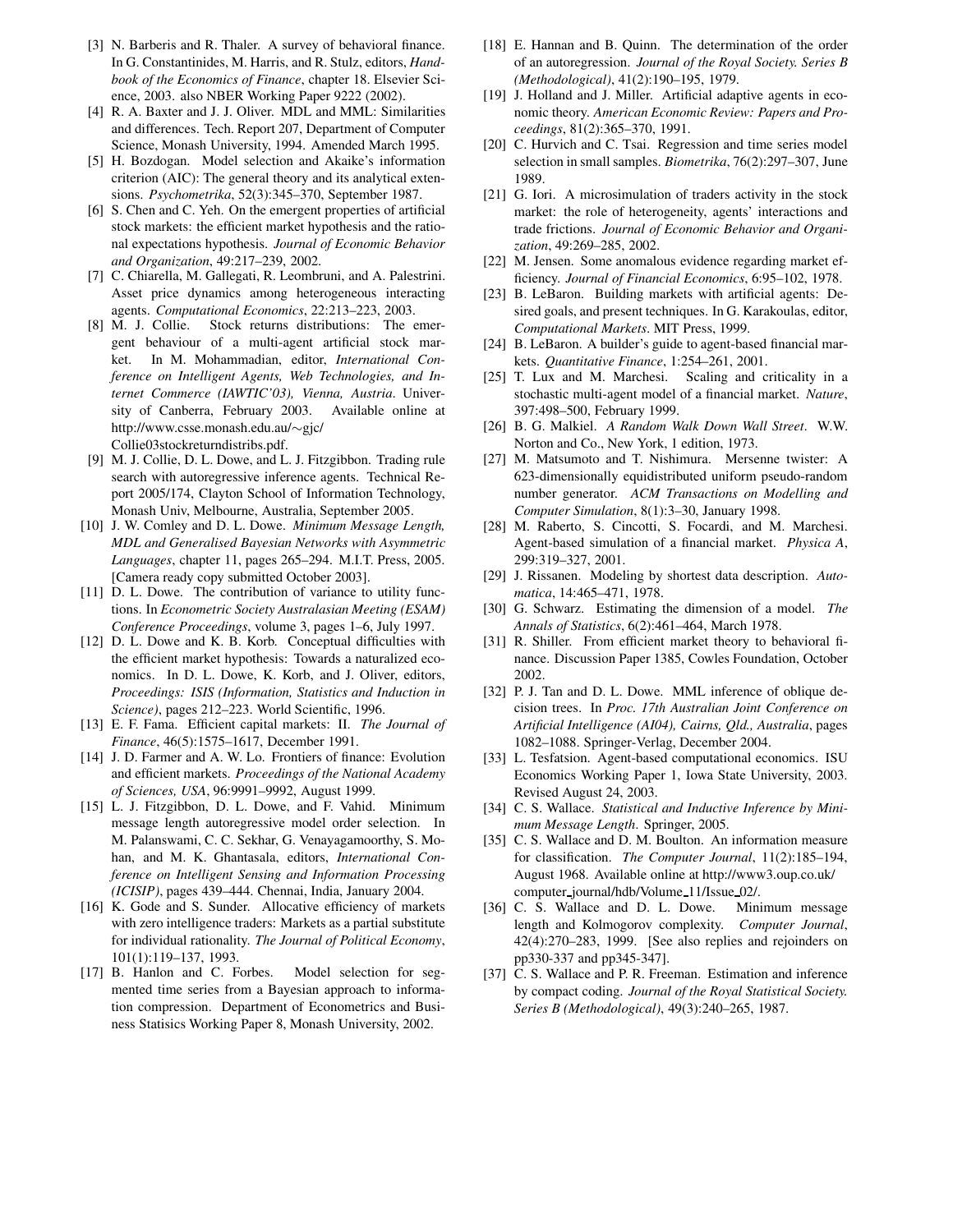[3] N. Barberis and R. Thaler. A survey of behavioral finance. In G. Constantinides, M. Harris, and R. Stulz, editors, *Handbook of the Economics of Finance*, chapter 18. Elsevier Science, 2003. also NBER Working Paper 9222 (2002).

[4] R. A. Baxter and J. J. Oliver. MDL and MML: Similarities and differences. Tech. Report 207, Department of Computer Science, Monash University, 1994. Amended March 1995.

[5] H. Bozdogan. Model selection and Akaike's information criterion (AIC): The general theory and its analytical extensions. *Psychometrika*, 52(3):345–370, September 1987.

[6] S. Chen and C. Yeh. On the emergent properties of artificial stock markets: the efficient market hypothesis and the rational expectations hypothesis. *Journal of Economic Behavior and Organization*, 49:217–239, 2002.

[7] C. Chiarella, M. Gallegati, R. Leombruni, and A. Palestrini. Asset price dynamics among heterogeneous interacting agents. *Computational Economics*, 22:213–223, 2003.

[8] M. J. Collie. Stock returns distributions: The emergent behaviour of a multi-agent artificial stock market. In M. Mohammadian, editor, *International Conference on Intelligent Agents, Web Technologies, and Internet Commerce (IAWTIC'03), Vienna, Austria*. University of Canberra, February 2003. Available online at http://www.csse.monash.edu.au/∼gjc/Collie03stockreturndistribs.pdf.

[9] M. J. Collie, D. L. Dowe, and L. J. Fitzgibbon. Trading rule search with autoregressive inference agents. Technical Report 2005/174, Clayton School of Information Technology, Monash Univ, Melbourne, Australia, September 2005.

[10] J. W. Comley and D. L. Dowe. *Minimum Message Length, MDL and Generalised Bayesian Networks with Asymmetric Languages*, chapter 11, pages 265–294. M.I.T. Press, 2005. [Camera ready copy submitted October 2003].

[11] D. L. Dowe. The contribution of variance to utility functions. In *Econometric Society Australasian Meeting (ESAM) Conference Proceedings*, volume 3, pages 1–6, July 1997.

[12] D. L. Dowe and K. B. Korb. Conceptual difficulties with the efficient market hypothesis: Towards a naturalized economics. In D. L. Dowe, K. Korb, and J. Oliver, editors, *Proceedings: ISIS (Information, Statistics and Induction in Science)*, pages 212–223. World Scientific, 1996.

[13] E. F. Fama. Efficient capital markets: II. *The Journal of Finance*, 46(5):1575–1617, December 1991.

[14] J. D. Farmer and A. W. Lo. Frontiers of finance: Evolution and efficient markets. *Proceedings of the National Academy of Sciences, USA*, 96:9991–9992, August 1999.

[15] L. J. Fitzgibbon, D. L. Dowe, and F. Vahid. Minimum message length autoregressive model order selection. In M. Palanswami, C. C. Sekhar, G. Venayagamoorthy, S. Mohan, and M. K. Ghantasala, editors, *International Conference on Intelligent Sensing and Information Processing (ICISIP)*, pages 439–444. Chennai, India, January 2004.

[16] K. Gode and S. Sunder. Allocative efficiency of markets with zero intelligence traders: Markets as a partial substitute for individual rationality. *The Journal of Political Economy*, 101(1):119–137, 1993.

[17] B. Hanlon and C. Forbes. Model selection for segmented time series from a Bayesian approach to information compression. Department of Econometrics and Business Statisics Working Paper 8, Monash University, 2002.

[18] E. Hannan and B. Quinn. The determination of the order of an autoregression. *Journal of the Royal Society. Series B (Methodological)*, 41(2):190–195, 1979.

[19] J. Holland and J. Miller. Artificial adaptive agents in economic theory. *American Economic Review: Papers and Proceedings*, 81(2):365–370, 1991.

[20] C. Hurvich and C. Tsai. Regression and time series model selection in small samples. *Biometrika*, 76(2):297–307, June 1989.

[21] G. Iori. A microsimulation of traders activity in the stock market: the role of heterogeneity, agents' interactions and trade frictions. *Journal of Economic Behavior and Organization*, 49:269–285, 2002.

[22] M. Jensen. Some anomalous evidence regarding market efficiency. *Journal of Financial Economics*, 6:95–102, 1978.

[23] B. LeBaron. Building markets with artificial agents: Desired goals, and present techniques. In G. Karakoulas, editor, *Computational Markets*. MIT Press, 1999.

[24] B. LeBaron. A builder's guide to agent-based financial markets. *Quantitative Finance*, 1:254–261, 2001.

[25] T. Lux and M. Marchesi. Scaling and criticality in a stochastic multi-agent model of a financial market. *Nature*, 397:498–500, February 1999.

[26] B. G. Malkiel. *A Random Walk Down Wall Street*. W.W. Norton and Co., New York, 1 edition, 1973.

[27] M. Matsumoto and T. Nishimura. Mersenne twister: A 623-dimensionally equidistributed uniform pseudo-random number generator. *ACM Transactions on Modelling and Computer Simulation*, 8(1):3–30, January 1998.

[28] M. Raberto, S. Cincotti, S. Focardi, and M. Marchesi. Agent-based simulation of a financial market. *Physica A*, 299:319–327, 2001.

[29] J. Rissanen. Modeling by shortest data description. *Automatica*, 14:465–471, 1978.

[30] G. Schwarz. Estimating the dimension of a model. *The Annals of Statistics*, 6(2):461–464, March 1978.

[31] R. Shiller. From efficient market theory to behavioral finance. Discussion Paper 1385, Cowles Foundation, October 2002.

[32] P. J. Tan and D. L. Dowe. MML inference of oblique decision trees. In *Proc. 17th Australian Joint Conference on Artificial Intelligence (AI04), Cairns, Qld., Australia*, pages 1082–1088. Springer-Verlag, December 2004.

[33] L. Tesfatsion. Agent-based computational economics. ISU Economics Working Paper 1, Iowa State University, 2003. Revised August 24, 2003.

[34] C. S. Wallace. *Statistical and Inductive Inference by Minimum Message Length*. Springer, 2005.

[35] C. S. Wallace and D. M. Boulton. An information measure for classification. *The Computer Journal*, 11(2):185–194, August 1968. Available online at http://www3.oup.co.uk/computer_journal/hdb/Volume_11/Issue_02/.

[36] C. S. Wallace and D. L. Dowe. Minimum message length and Kolmogorov complexity. *Computer Journal*, 42(4):270–283, 1999. [See also replies and rejoinders on pp330-337 and pp345-347].

[37] C. S. Wallace and P. R. Freeman. Estimation and inference by compact coding. *Journal of the Royal Statistical Society. Series B (Methodological)*, 49(3):240–265, 1987.